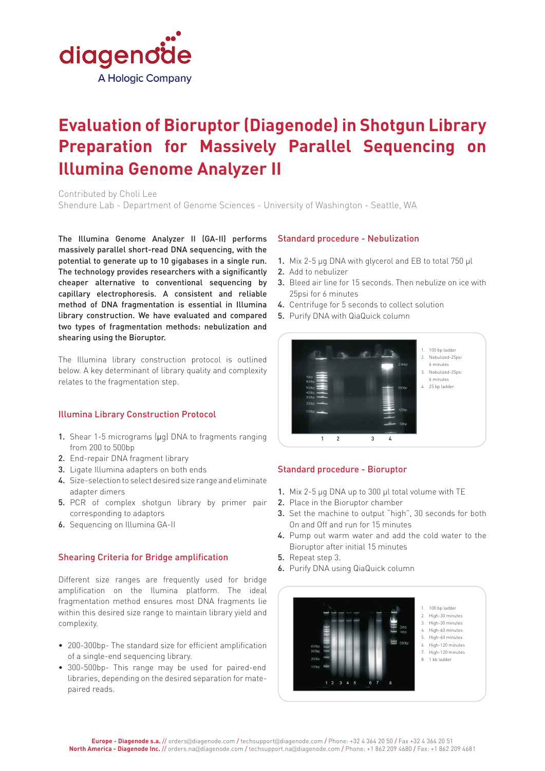# Evaluation of Bioruptor (Diagenode) in Shotgun Library Preparation for Massively Parallel Sequencing on Illumina Genome Analyzer II

Contributed by Choli Lee
Shendure Lab - Department of Genome Sciences - University of Washington - Seattle, WA

**The Illumina Genome Analyzer II (GA-II) performs massively parallel short-read DNA sequencing, with the potential to generate up to 10 gigabases in a single run. The technology provides researchers with a significantly cheaper alternative to conventional sequencing by capillary electrophoresis. A consistent and reliable method of DNA fragmentation is essential in Illumina library construction. We have evaluated and compared two types of fragmentation methods: nebulization and shearing using the Bioruptor.**

The Illumina library construction protocol is outlined below. A key determinant of library quality and complexity relates to the fragmentation step.

## Illumina Library Construction Protocol

1. Shear 1-5 micrograms (µg) DNA to fragments ranging from 200 to 500bp
2. End-repair DNA fragment library
3. Ligate Illumina adapters on both ends
4. Size-selection to select desired size range and eliminate adapter dimers
5. PCR of complex shotgun library by primer pair corresponding to adaptors
6. Sequencing on Illumina GA-II

## Shearing Criteria for Bridge amplification

Different size ranges are frequently used for bridge amplification on the Ilumina platform. The ideal fragmentation method ensures most DNA fragments lie within this desired size range to maintain library yield and complexity.

- 200-300bp- The standard size for efficient amplification of a single-end sequencing library.
- 300-500bp- This range may be used for paired-end libraries, depending on the desired separation for mate-paired reads.

## Standard procedure - Nebulization

1. Mix 2-5 µg DNA with glycerol and EB to total 750 µl
2. Add to nebulizer
3. Bleed air line for 15 seconds. Then nebulize on ice with 25psi for 6 minutes
4. Centrifuge for 5 seconds to collect solution
5. Purify DNA with QiaQuick column

1. 100 bp ladder
2. Nebulized-25psi 6 minutes
3. Nebulized-25psi 6 minutes
4. 25 bp ladder

## Standard procedure - Bioruptor

1. Mix 2-5 µg DNA up to 300 µl total volume with TE
2. Place in the Bioruptor chamber
3. Set the machine to output "high", 30 seconds for both On and Off and run for 15 minutes
4. Pump out warm water and add the cold water to the Bioruptor after initial 15 minutes
5. Repeat step 3.
6. Purify DNA using QiaQuick column

1. 100 bp ladder
2. High-30 minutes
3. High-30 minutes
4. High-60 minutes
5. High-60 minutes
6. High-120 minutes
7. High-120 minutes
8. 1 kb ladder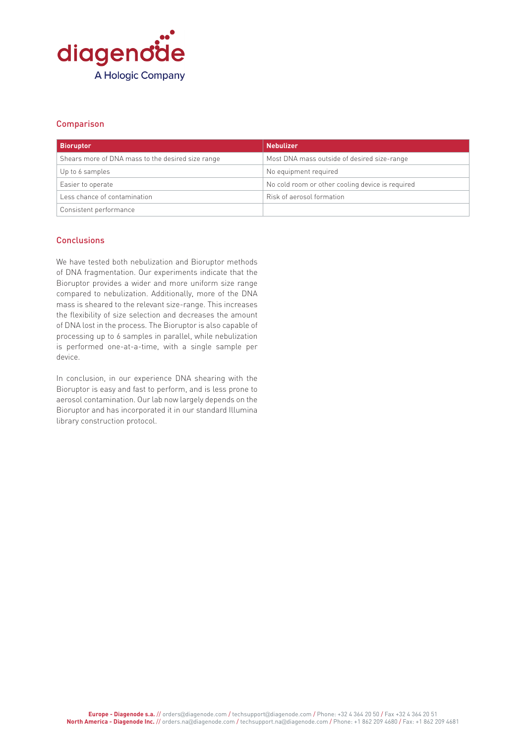## Comparison

| Bioruptor | Nebulizer |
|---|---|
| Shears more of DNA mass to the desired size range | Most DNA mass outside of desired size-range |
| Up to 6 samples | No equipment required |
| Easier to operate | No cold room or other cooling device is required |
| Less chance of contamination | Risk of aerosol formation |
| Consistent performance | |

## Conclusions

We have tested both nebulization and Bioruptor methods of DNA fragmentation. Our experiments indicate that the Bioruptor provides a wider and more uniform size range compared to nebulization. Additionally, more of the DNA mass is sheared to the relevant size-range. This increases the flexibility of size selection and decreases the amount of DNA lost in the process. The Bioruptor is also capable of processing up to 6 samples in parallel, while nebulization is performed one-at-a-time, with a single sample per device.

In conclusion, in our experience DNA shearing with the Bioruptor is easy and fast to perform, and is less prone to aerosol contamination. Our lab now largely depends on the Bioruptor and has incorporated it in our standard Illumina library construction protocol.